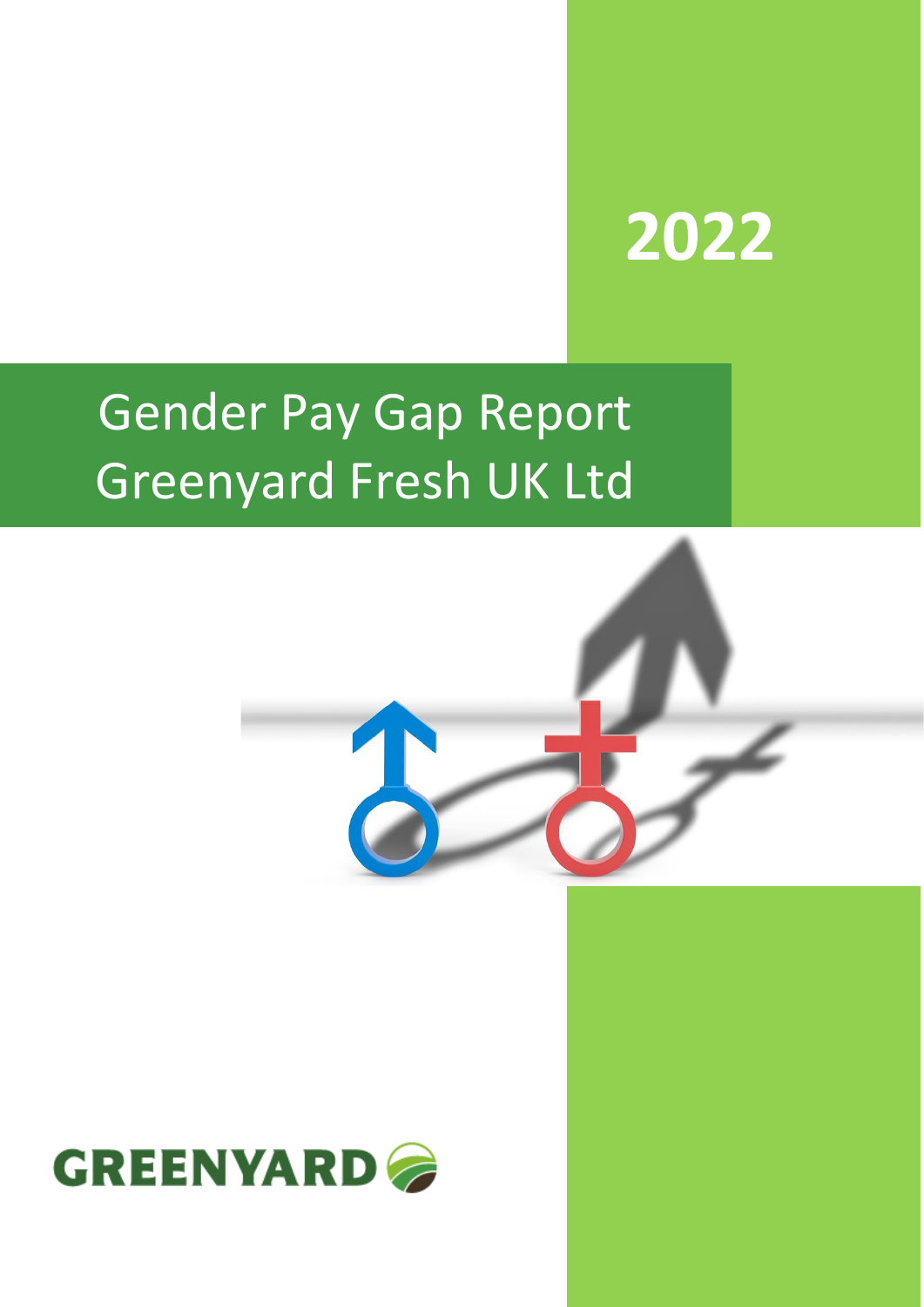# 2022

# Gender Pay Gap Report Greenyard Fresh UK Ltd

GREENYARD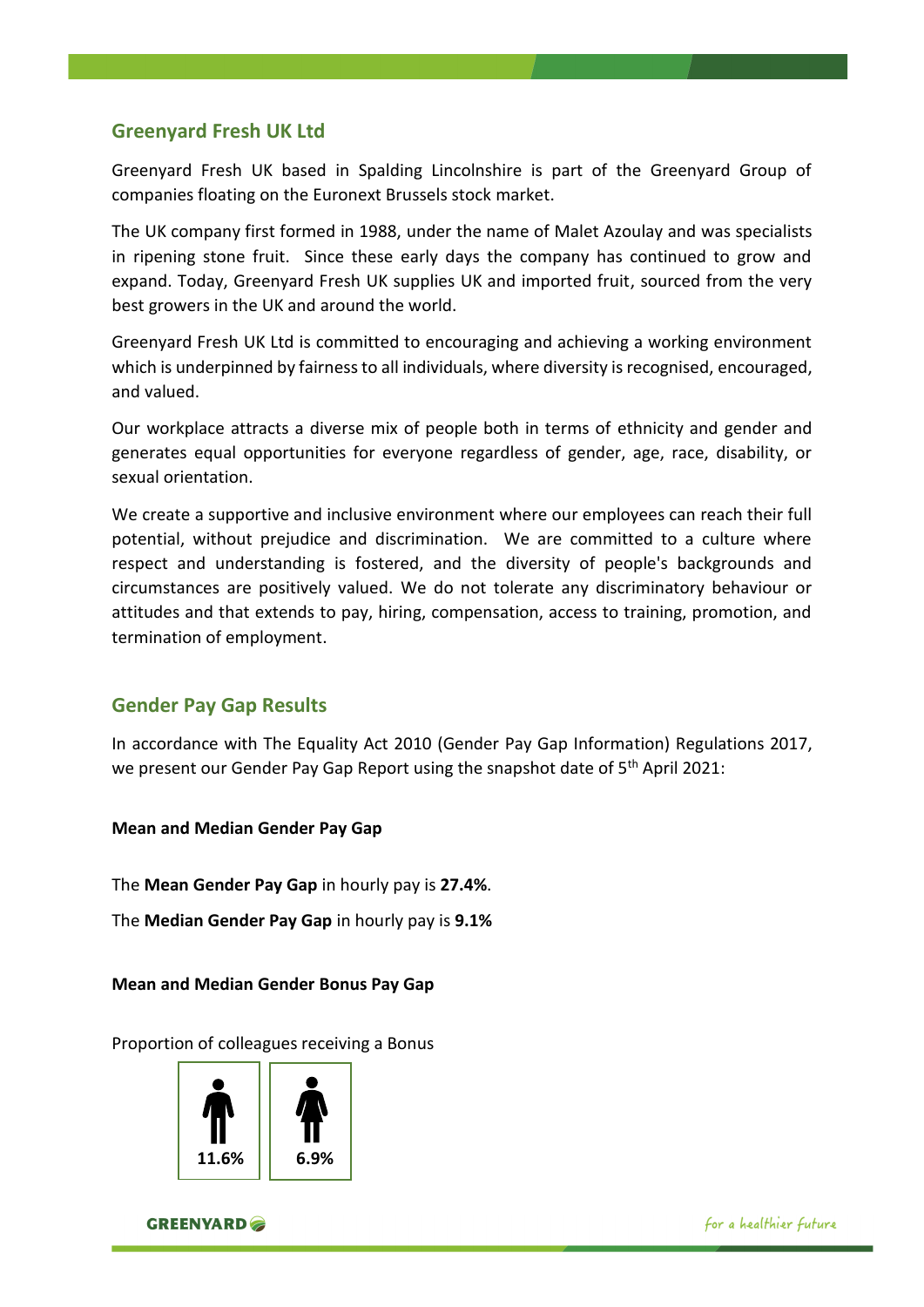## Greenyard Fresh UK Ltd

Greenyard Fresh UK based in Spalding Lincolnshire is part of the Greenyard Group of companies floating on the Euronext Brussels stock market.

The UK company first formed in 1988, under the name of Malet Azoulay and was specialists in ripening stone fruit. Since these early days the company has continued to grow and expand. Today, Greenyard Fresh UK supplies UK and imported fruit, sourced from the very best growers in the UK and around the world.

Greenyard Fresh UK Ltd is committed to encouraging and achieving a working environment which is underpinned by fairness to all individuals, where diversity is recognised, encouraged, and valued.

Our workplace attracts a diverse mix of people both in terms of ethnicity and gender and generates equal opportunities for everyone regardless of gender, age, race, disability, or sexual orientation.

We create a supportive and inclusive environment where our employees can reach their full potential, without prejudice and discrimination. We are committed to a culture where respect and understanding is fostered, and the diversity of people's backgrounds and circumstances are positively valued. We do not tolerate any discriminatory behaviour or attitudes and that extends to pay, hiring, compensation, access to training, promotion, and termination of employment.

## Gender Pay Gap Results

In accordance with The Equality Act 2010 (Gender Pay Gap Information) Regulations 2017, we present our Gender Pay Gap Report using the snapshot date of 5th April 2021:

**Mean and Median Gender Pay Gap**

The **Mean Gender Pay Gap** in hourly pay is **27.4%**.

The **Median Gender Pay Gap** in hourly pay is **9.1%**

**Mean and Median Gender Bonus Pay Gap**

Proportion of colleagues receiving a Bonus

| Male | Female |
|---|---|
| **11.6%** | **6.9%** |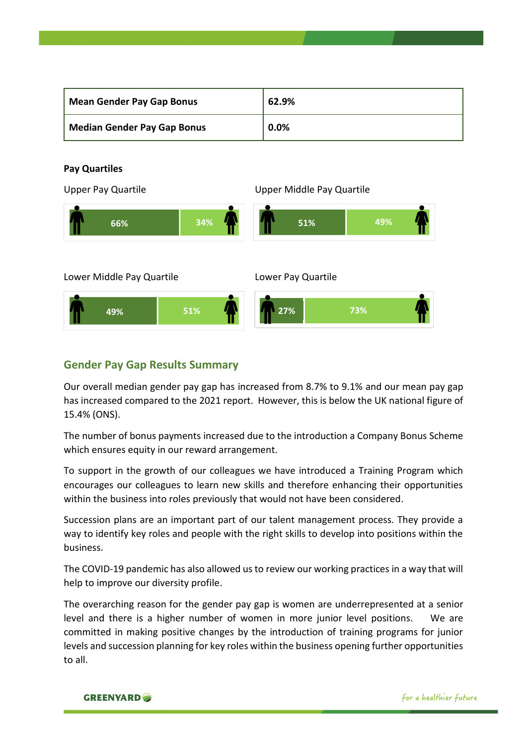| Mean Gender Pay Gap Bonus | 62.9% |
|---|---|
| Median Gender Pay Gap Bonus | 0.0% |

**Pay Quartiles**

Upper Pay Quartile

66% 34%

Upper Middle Pay Quartile

51% 49%

Lower Middle Pay Quartile

49% 51%

Lower Pay Quartile

27% 73%

## Gender Pay Gap Results Summary

Our overall median gender pay gap has increased from 8.7% to 9.1% and our mean pay gap has increased compared to the 2021 report. However, this is below the UK national figure of 15.4% (ONS).

The number of bonus payments increased due to the introduction a Company Bonus Scheme which ensures equity in our reward arrangement.

To support in the growth of our colleagues we have introduced a Training Program which encourages our colleagues to learn new skills and therefore enhancing their opportunities within the business into roles previously that would not have been considered.

Succession plans are an important part of our talent management process. They provide a way to identify key roles and people with the right skills to develop into positions within the business.

The COVID-19 pandemic has also allowed us to review our working practices in a way that will help to improve our diversity profile.

The overarching reason for the gender pay gap is women are underrepresented at a senior level and there is a higher number of women in more junior level positions. We are committed in making positive changes by the introduction of training programs for junior levels and succession planning for key roles within the business opening further opportunities to all.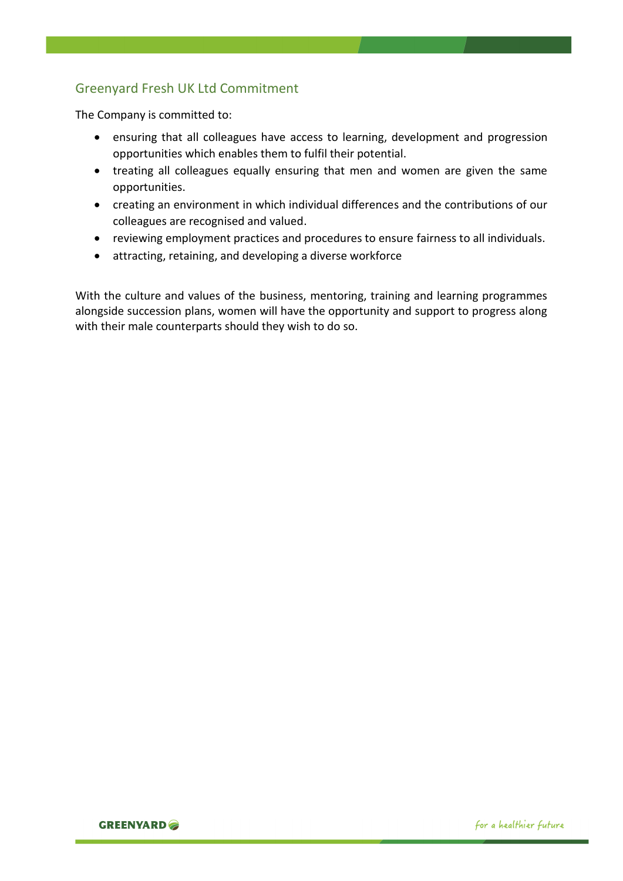## Greenyard Fresh UK Ltd Commitment

The Company is committed to:

- ensuring that all colleagues have access to learning, development and progression opportunities which enables them to fulfil their potential.
- treating all colleagues equally ensuring that men and women are given the same opportunities.
- creating an environment in which individual differences and the contributions of our colleagues are recognised and valued.
- reviewing employment practices and procedures to ensure fairness to all individuals.
- attracting, retaining, and developing a diverse workforce

With the culture and values of the business, mentoring, training and learning programmes alongside succession plans, women will have the opportunity and support to progress along with their male counterparts should they wish to do so.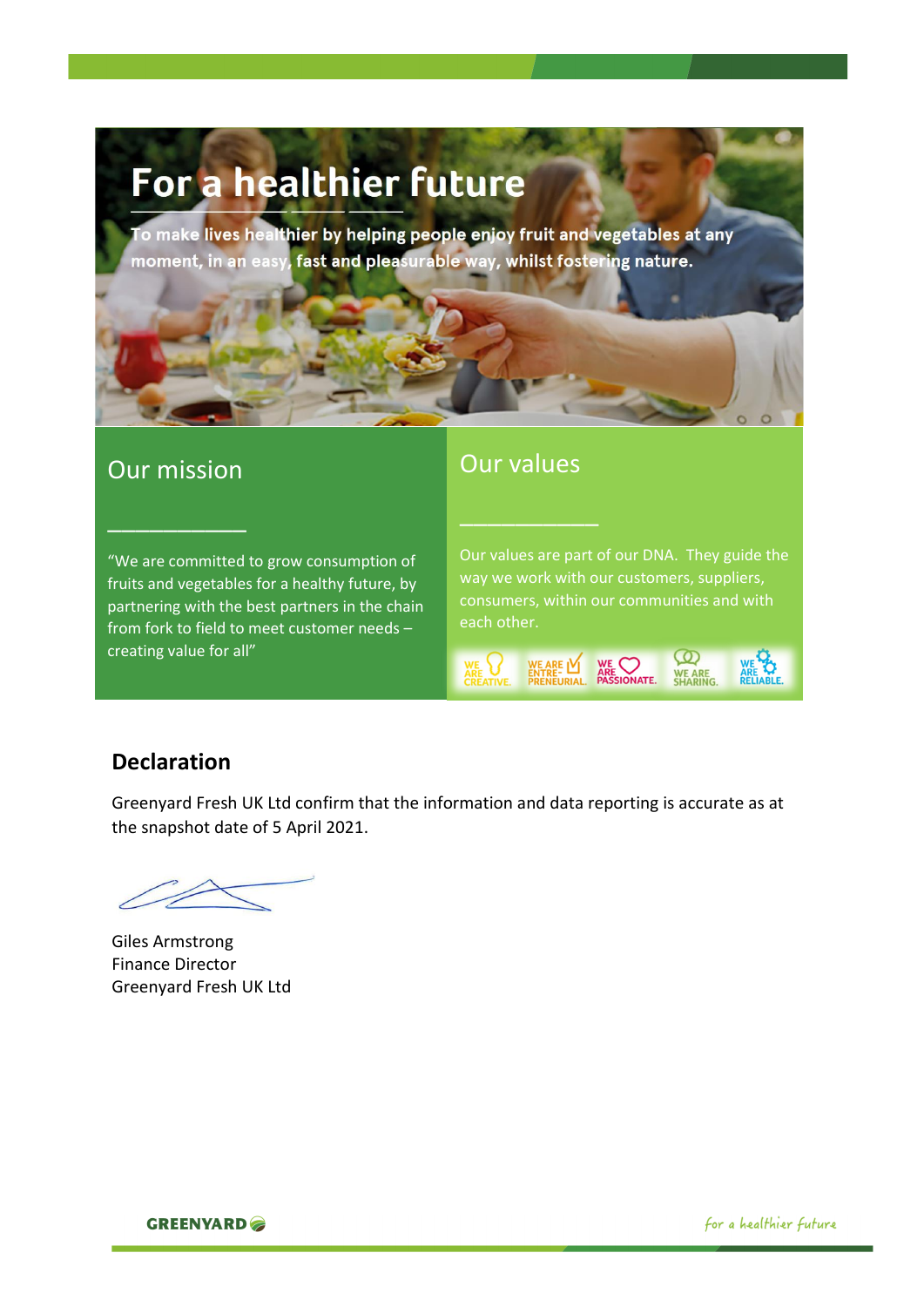# For a healthier future

**To make lives healthier by helping people enjoy fruit and vegetables at any moment, in an easy, fast and pleasurable way, whilst fostering nature.**

## Our mission

"We are committed to grow consumption of fruits and vegetables for a healthy future, by partnering with the best partners in the chain from fork to field to meet customer needs – creating value for all"

## Our values

Our values are part of our DNA. They guide the way we work with our customers, suppliers, consumers, within our communities and with each other.

WE ARE CREATIVE. WE ARE ENTREPRENEURIAL. WE ARE PASSIONATE. WE ARE SHARING. WE ARE RELIABLE.

## Declaration

Greenyard Fresh UK Ltd confirm that the information and data reporting is accurate as at the snapshot date of 5 April 2021.

Giles Armstrong
Finance Director
Greenyard Fresh UK Ltd